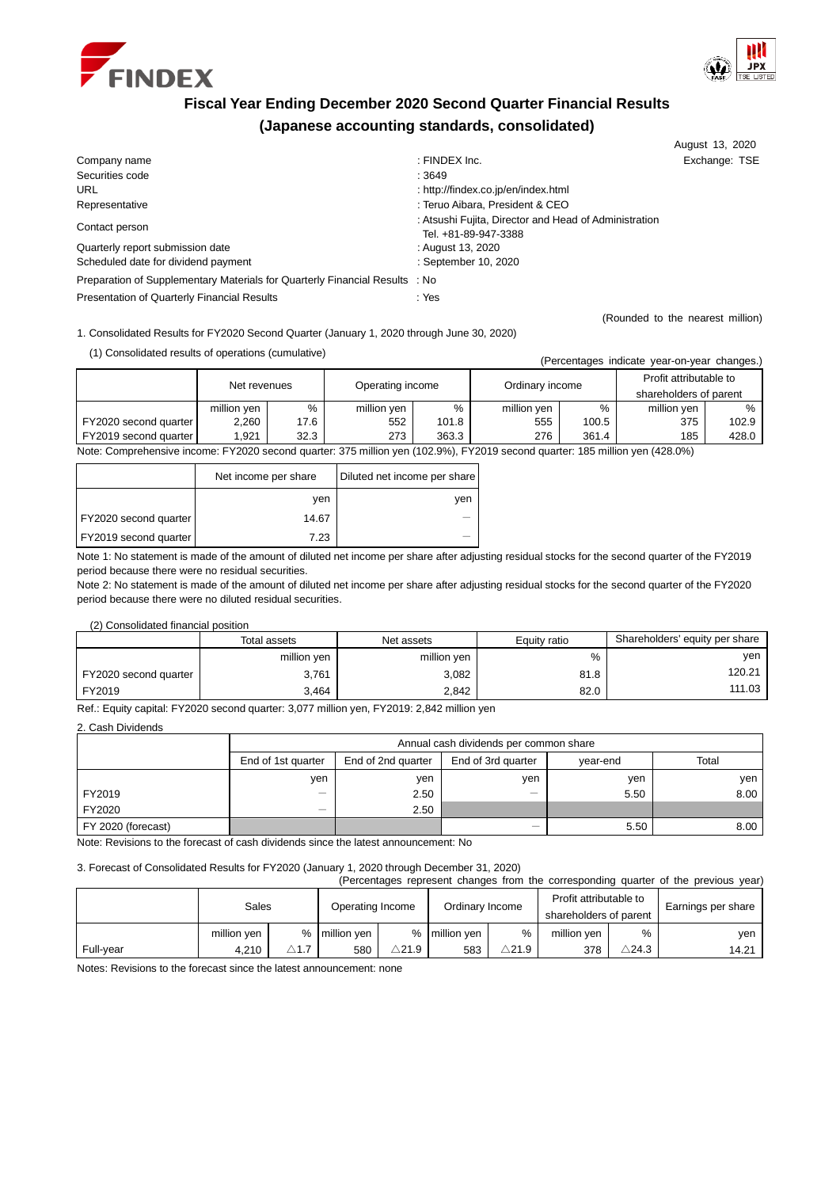FINDEX

# Fiscal Year Ending December 2020 Second Quarter Financial Results
## (Japanese accounting standards, consolidated)

August 13, 2020

| | | |
|---|---|---|
| Company name | : FINDEX Inc. | Exchange: TSE |
| Securities code | : 3649 | |
| URL | : http://findex.co.jp/en/index.html | |
| Representative | : Teruo Aibara, President & CEO | |
| Contact person | : Atsushi Fujita, Director and Head of Administration<br>Tel. +81-89-947-3388 | |
| Quarterly report submission date | : August 13, 2020 | |
| Scheduled date for dividend payment | : September 10, 2020 | |
| Preparation of Supplementary Materials for Quarterly Financial Results | : No | |
| Presentation of Quarterly Financial Results | : Yes | |

(Rounded to the nearest million)

1. Consolidated Results for FY2020 Second Quarter (January 1, 2020 through June 30, 2020)

(1) Consolidated results of operations (cumulative)

(Percentages indicate year-on-year changes.)

| | Net revenues | | Operating income | | Ordinary income | | Profit attributable to shareholders of parent | |
|---|---|---|---|---|---|---|---|---|
| | million yen | % | million yen | % | million yen | % | million yen | % |
| FY2020 second quarter | 2,260 | 17.6 | 552 | 101.8 | 555 | 100.5 | 375 | 102.9 |
| FY2019 second quarter | 1,921 | 32.3 | 273 | 363.3 | 276 | 361.4 | 185 | 428.0 |

Note: Comprehensive income: FY2020 second quarter: 375 million yen (102.9%), FY2019 second quarter: 185 million yen (428.0%)

| | Net income per share | Diluted net income per share |
|---|---|---|
| | yen | yen |
| FY2020 second quarter | 14.67 | — |
| FY2019 second quarter | 7.23 | — |

Note 1: No statement is made of the amount of diluted net income per share after adjusting residual stocks for the second quarter of the FY2019 period because there were no residual securities.

Note 2: No statement is made of the amount of diluted net income per share after adjusting residual stocks for the second quarter of the FY2020 period because there were no diluted residual securities.

(2) Consolidated financial position

| | Total assets | Net assets | Equity ratio | Shareholders' equity per share |
|---|---|---|---|---|
| | million yen | million yen | % | yen |
| FY2020 second quarter | 3,761 | 3,082 | 81.8 | 120.21 |
| FY2019 | 3,464 | 2,842 | 82.0 | 111.03 |

Ref.: Equity capital: FY2020 second quarter: 3,077 million yen, FY2019: 2,842 million yen

2. Cash Dividends

| | Annual cash dividends per common share | | | | |
|---|---|---|---|---|---|
| | End of 1st quarter | End of 2nd quarter | End of 3rd quarter | year-end | Total |
| | yen | yen | yen | yen | yen |
| FY2019 | — | 2.50 | — | 5.50 | 8.00 |
| FY2020 | — | 2.50 | | | |
| FY 2020 (forecast) | | | — | 5.50 | 8.00 |

Note: Revisions to the forecast of cash dividends since the latest announcement: No

3. Forecast of Consolidated Results for FY2020 (January 1, 2020 through December 31, 2020)

(Percentages represent changes from the corresponding quarter of the previous year)

| | Sales | | Operating Income | | Ordinary Income | | Profit attributable to shareholders of parent | | Earnings per share |
|---|---|---|---|---|---|---|---|---|---|
| | million yen | % | million yen | % | million yen | % | million yen | % | yen |
| Full-year | 4,210 | △1.7 | 580 | △21.9 | 583 | △21.9 | 378 | △24.3 | 14.21 |

Notes: Revisions to the forecast since the latest announcement: none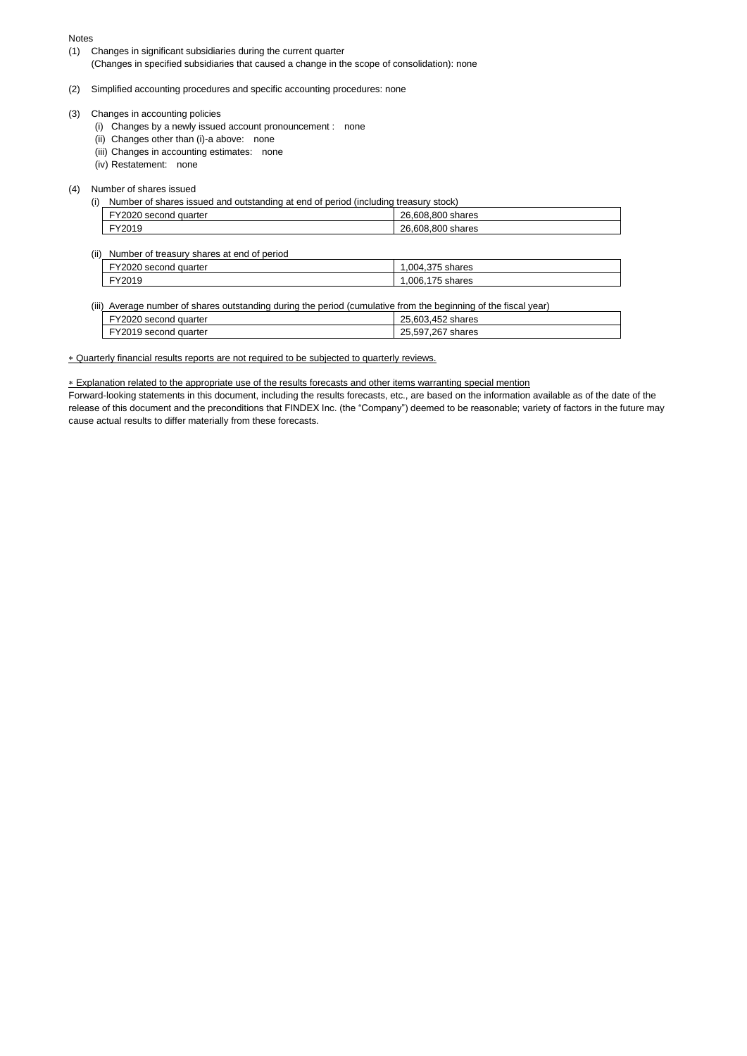Notes

(1) Changes in significant subsidiaries during the current quarter
(Changes in specified subsidiaries that caused a change in the scope of consolidation): none

(2) Simplified accounting procedures and specific accounting procedures: none

(3) Changes in accounting policies
- (i) Changes by a newly issued account pronouncement : none
- (ii) Changes other than (i)-a above: none
- (iii) Changes in accounting estimates: none
- (iv) Restatement: none

(4) Number of shares issued

(i) Number of shares issued and outstanding at end of period (including treasury stock)

| | |
|---|---|
| FY2020 second quarter | 26,608,800 shares |
| FY2019 | 26,608,800 shares |

(ii) Number of treasury shares at end of period

| | |
|---|---|
| FY2020 second quarter | 1,004,375 shares |
| FY2019 | 1,006,175 shares |

(iii) Average number of shares outstanding during the period (cumulative from the beginning of the fiscal year)

| | |
|---|---|
| FY2020 second quarter | 25,603,452 shares |
| FY2019 second quarter | 25,597,267 shares |

* Quarterly financial results reports are not required to be subjected to quarterly reviews.

* Explanation related to the appropriate use of the results forecasts and other items warranting special mention

Forward-looking statements in this document, including the results forecasts, etc., are based on the information available as of the date of the release of this document and the preconditions that FINDEX Inc. (the "Company") deemed to be reasonable; variety of factors in the future may cause actual results to differ materially from these forecasts.